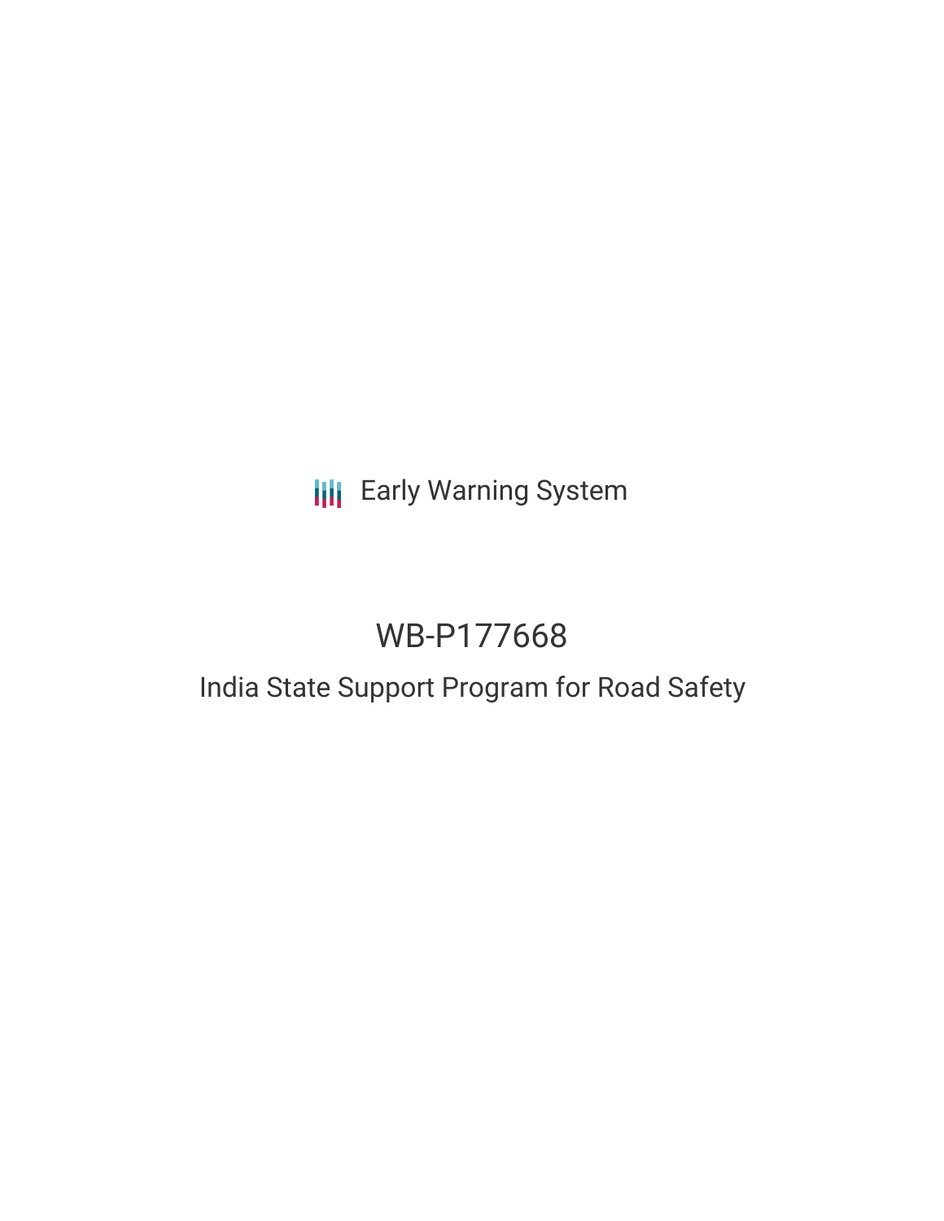Early Warning System

# WB-P177668

## India State Support Program for Road Safety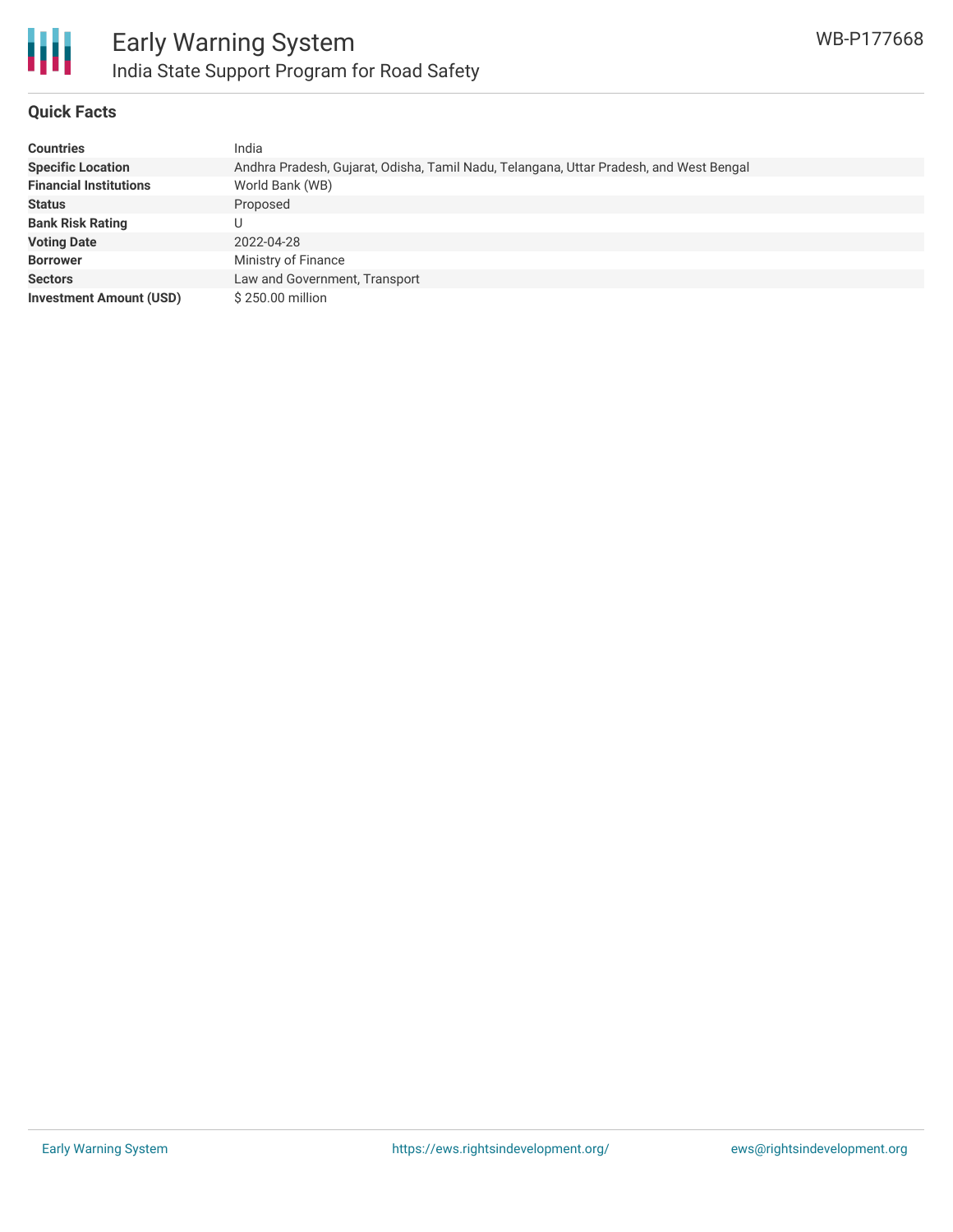# Early Warning System

## India State Support Program for Road Safety

WB-P177668

### Quick Facts

| | |
|---|---|
| **Countries** | India |
| **Specific Location** | Andhra Pradesh, Gujarat, Odisha, Tamil Nadu, Telangana, Uttar Pradesh, and West Bengal |
| **Financial Institutions** | World Bank (WB) |
| **Status** | Proposed |
| **Bank Risk Rating** | U |
| **Voting Date** | 2022-04-28 |
| **Borrower** | Ministry of Finance |
| **Sectors** | Law and Government, Transport |
| **Investment Amount (USD)** | $ 250.00 million |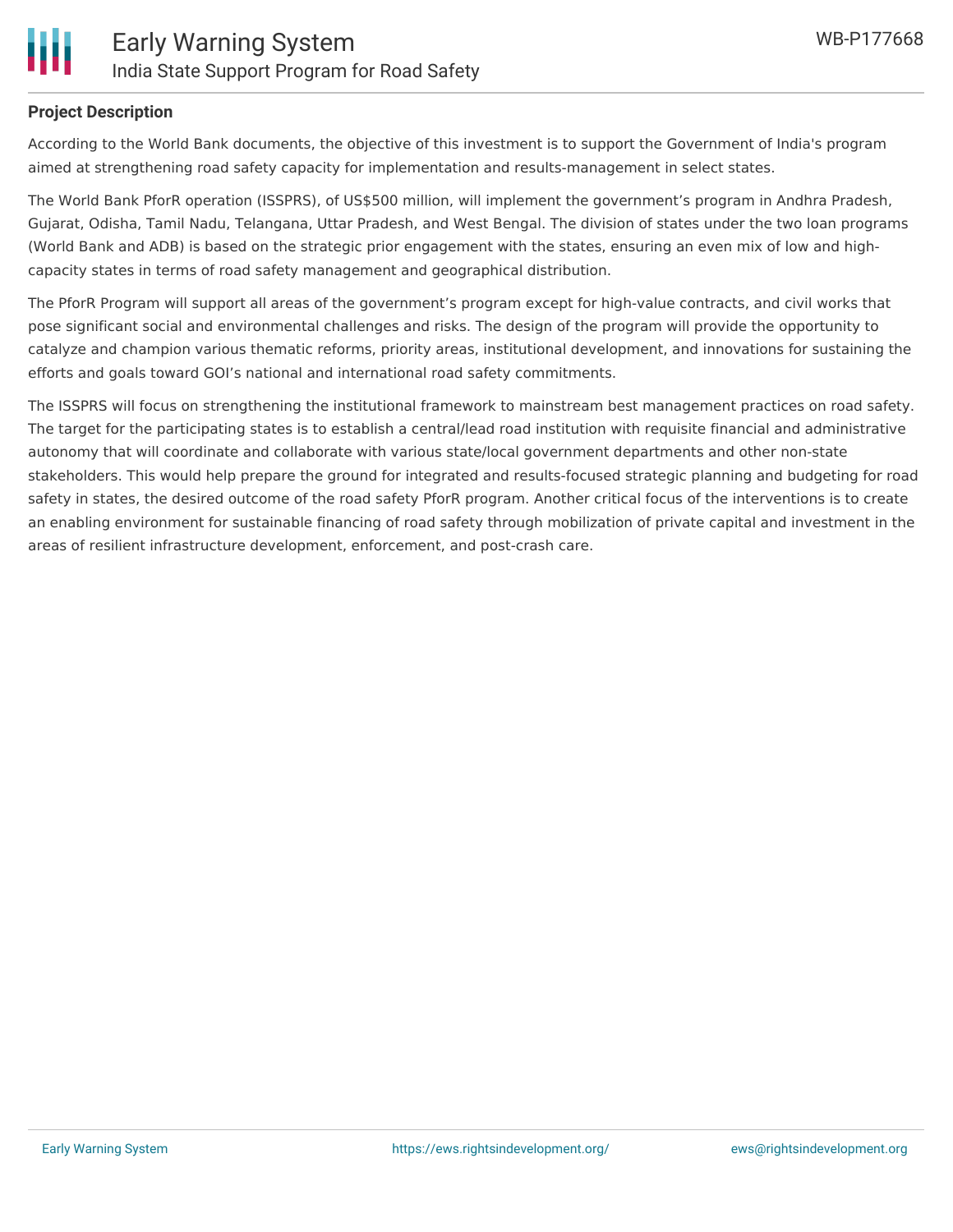## Project Description

According to the World Bank documents, the objective of this investment is to support the Government of India's program aimed at strengthening road safety capacity for implementation and results-management in select states.

The World Bank PforR operation (ISSPRS), of US$500 million, will implement the government’s program in Andhra Pradesh, Gujarat, Odisha, Tamil Nadu, Telangana, Uttar Pradesh, and West Bengal. The division of states under the two loan programs (World Bank and ADB) is based on the strategic prior engagement with the states, ensuring an even mix of low and high-capacity states in terms of road safety management and geographical distribution.

The PforR Program will support all areas of the government’s program except for high-value contracts, and civil works that pose significant social and environmental challenges and risks. The design of the program will provide the opportunity to catalyze and champion various thematic reforms, priority areas, institutional development, and innovations for sustaining the efforts and goals toward GOI’s national and international road safety commitments.

The ISSPRS will focus on strengthening the institutional framework to mainstream best management practices on road safety. The target for the participating states is to establish a central/lead road institution with requisite financial and administrative autonomy that will coordinate and collaborate with various state/local government departments and other non-state stakeholders. This would help prepare the ground for integrated and results-focused strategic planning and budgeting for road safety in states, the desired outcome of the road safety PforR program. Another critical focus of the interventions is to create an enabling environment for sustainable financing of road safety through mobilization of private capital and investment in the areas of resilient infrastructure development, enforcement, and post-crash care.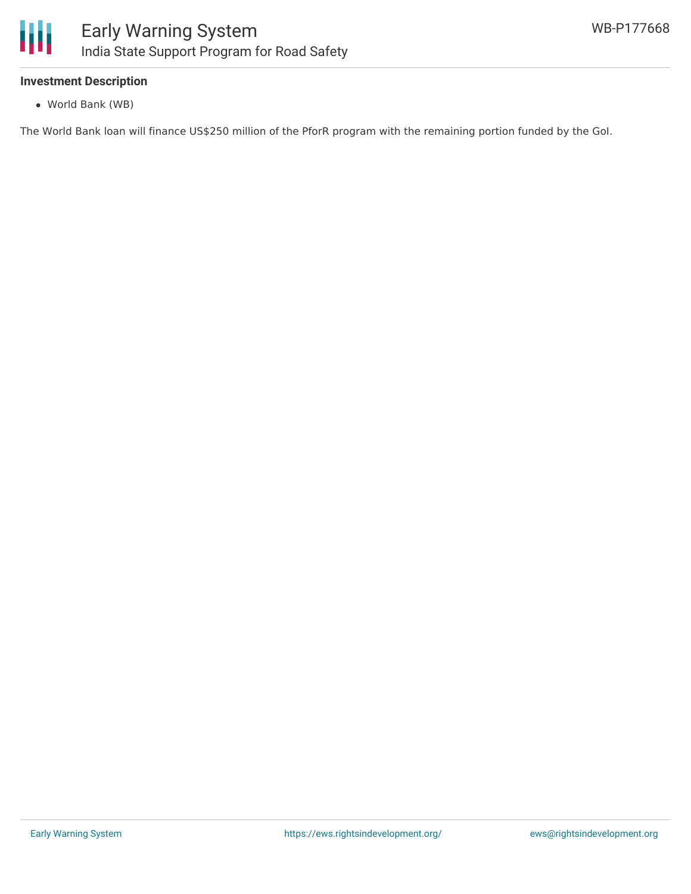**Investment Description**

- World Bank (WB)

The World Bank loan will finance US$250 million of the PforR program with the remaining portion funded by the GoI.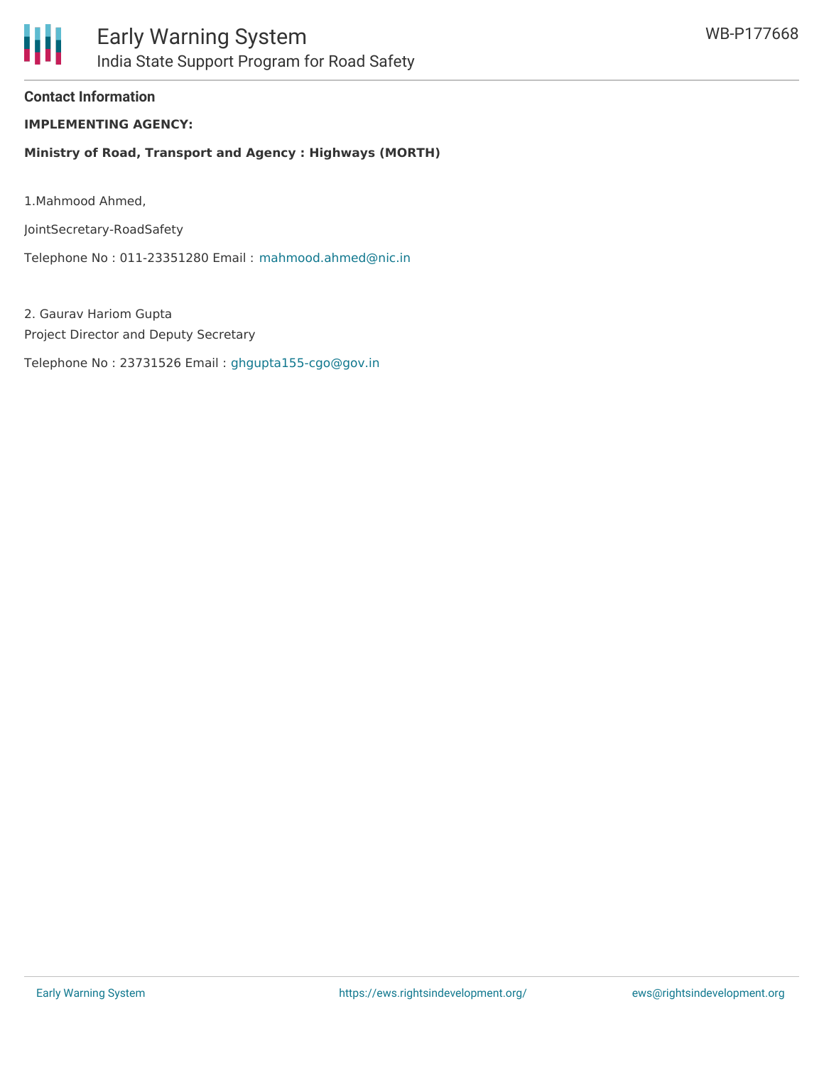## Contact Information

**IMPLEMENTING AGENCY:**

**Ministry of Road, Transport and Agency : Highways (MORTH)**

1.Mahmood Ahmed,

JointSecretary-RoadSafety

Telephone No : 011-23351280 Email : mahmood.ahmed@nic.in

2. Gaurav Hariom Gupta

Project Director and Deputy Secretary

Telephone No : 23731526 Email : ghgupta155-cgo@gov.in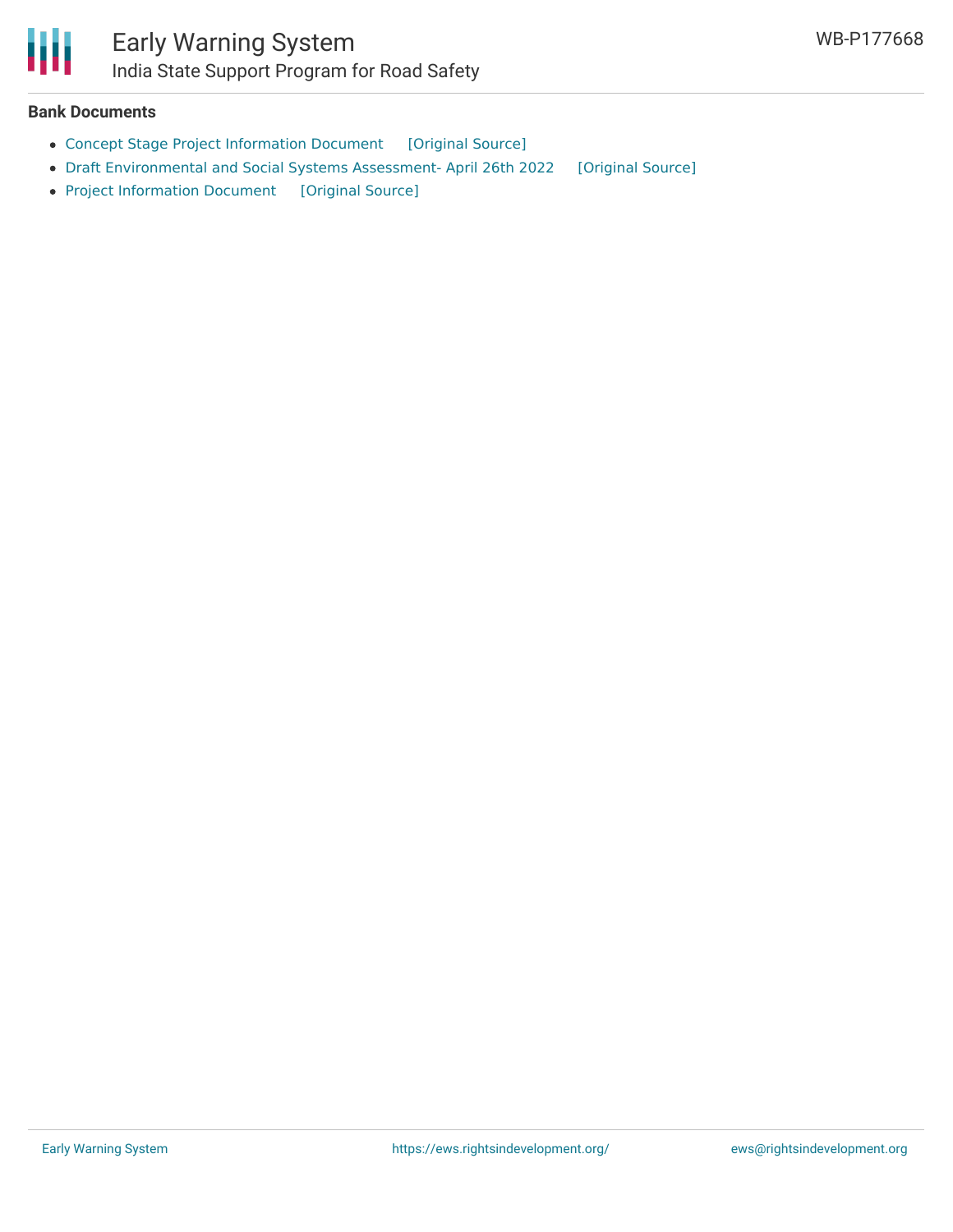**Bank Documents**

- Concept Stage Project Information Document [Original Source]
- Draft Environmental and Social Systems Assessment- April 26th 2022 [Original Source]
- Project Information Document [Original Source]